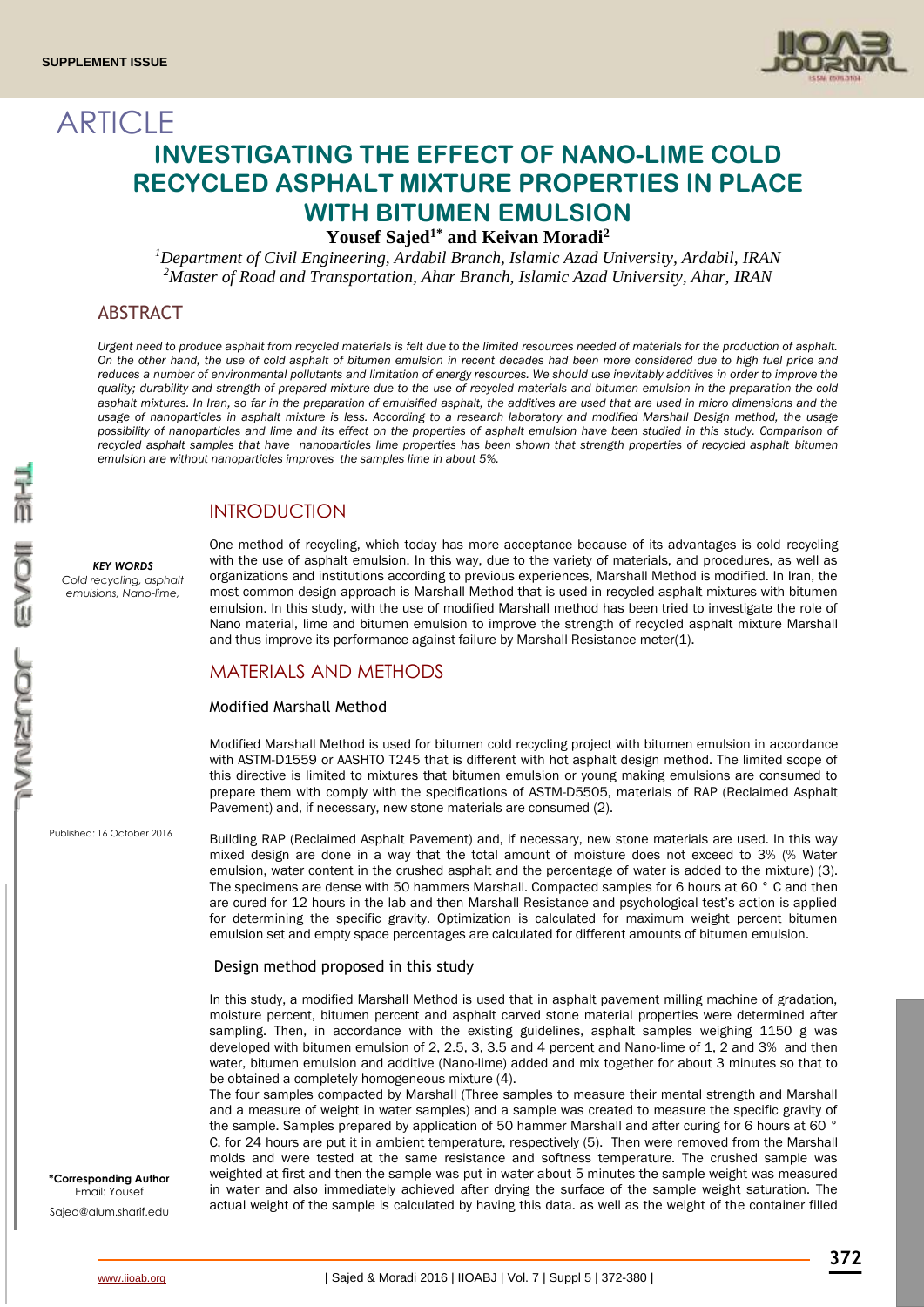# ARTICLE

# INVESTIGATING THE EFFECT OF NANO-LIME COLD RECYCLED ASPHALT MIXTURE PROPERTIES IN PLACE WITH BITUMEN EMULSION

**Yousef Sajed[1*] and Keivan Moradi[2]**

*[1]Department of Civil Engineering, Ardabil Branch, Islamic Azad University, Ardabil, IRAN*
*[2]Master of Road and Transportation, Ahar Branch, Islamic Azad University, Ahar, IRAN*

## ABSTRACT

*Urgent need to produce asphalt from recycled materials is felt due to the limited resources needed of materials for the production of asphalt. On the other hand, the use of cold asphalt of bitumen emulsion in recent decades had been more considered due to high fuel price and reduces a number of environmental pollutants and limitation of energy resources. We should use inevitably additives in order to improve the quality; durability and strength of prepared mixture due to the use of recycled materials and bitumen emulsion in the preparation the cold asphalt mixtures. In Iran, so far in the preparation of emulsified asphalt, the additives are used that are used in micro dimensions and the usage of nanoparticles in asphalt mixture is less. According to a research laboratory and modified Marshall Design method, the usage possibility of nanoparticles and lime and its effect on the properties of asphalt emulsion have been studied in this study. Comparison of recycled asphalt samples that have nanoparticles lime properties has been shown that strength properties of recycled asphalt bitumen emulsion are without nanoparticles improves the samples lime in about 5%.*

***KEY WORDS***
*Cold recycling, asphalt emulsions, Nano-lime,*

Published: 16 October 2016

**\*Corresponding Author**
Email: Yousef Sajed@alum.sharif.edu

## INTRODUCTION

One method of recycling, which today has more acceptance because of its advantages is cold recycling with the use of asphalt emulsion. In this way, due to the variety of materials, and procedures, as well as organizations and institutions according to previous experiences, Marshall Method is modified. In Iran, the most common design approach is Marshall Method that is used in recycled asphalt mixtures with bitumen emulsion. In this study, with the use of modified Marshall method has been tried to investigate the role of Nano material, lime and bitumen emulsion to improve the strength of recycled asphalt mixture Marshall and thus improve its performance against failure by Marshall Resistance meter(1).

## MATERIALS AND METHODS

### Modified Marshall Method

Modified Marshall Method is used for bitumen cold recycling project with bitumen emulsion in accordance with ASTM-D1559 or AASHTO T245 that is different with hot asphalt design method. The limited scope of this directive is limited to mixtures that bitumen emulsion or young making emulsions are consumed to prepare them with comply with the specifications of ASTM-D5505, materials of RAP (Reclaimed Asphalt Pavement) and, if necessary, new stone materials are consumed (2).

Building RAP (Reclaimed Asphalt Pavement) and, if necessary, new stone materials are used. In this way mixed design are done in a way that the total amount of moisture does not exceed to 3% (% Water emulsion, water content in the crushed asphalt and the percentage of water is added to the mixture) (3). The specimens are dense with 50 hammers Marshall. Compacted samples for 6 hours at 60 ° C and then are cured for 12 hours in the lab and then Marshall Resistance and psychological test's action is applied for determining the specific gravity. Optimization is calculated for maximum weight percent bitumen emulsion set and empty space percentages are calculated for different amounts of bitumen emulsion.

### Design method proposed in this study

In this study, a modified Marshall Method is used that in asphalt pavement milling machine of gradation, moisture percent, bitumen percent and asphalt carved stone material properties were determined after sampling. Then, in accordance with the existing guidelines, asphalt samples weighing 1150 g was developed with bitumen emulsion of 2, 2.5, 3, 3.5 and 4 percent and Nano-lime of 1, 2 and 3% and then water, bitumen emulsion and additive (Nano-lime) added and mix together for about 3 minutes so that to be obtained a completely homogeneous mixture (4).

The four samples compacted by Marshall (Three samples to measure their mental strength and Marshall and a measure of weight in water samples) and a sample was created to measure the specific gravity of the sample. Samples prepared by application of 50 hammer Marshall and after curing for 6 hours at 60 ° C, for 24 hours are put it in ambient temperature, respectively (5). Then were removed from the Marshall molds and were tested at the same resistance and softness temperature. The crushed sample was weighted at first and then the sample was put in water about 5 minutes the sample weight was measured in water and also immediately achieved after drying the surface of the sample weight saturation. The actual weight of the sample is calculated by having this data. as well as the weight of the container filled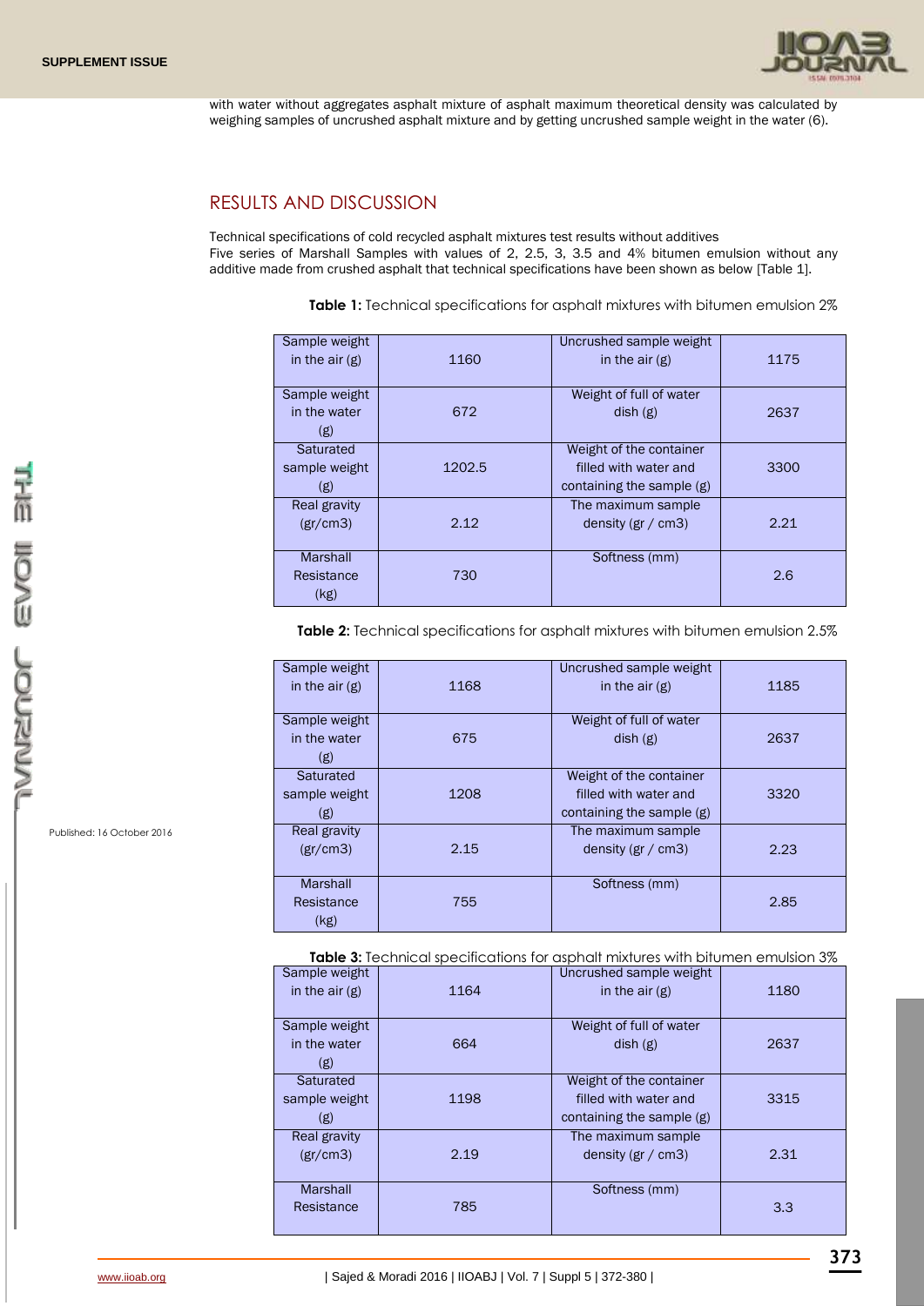with water without aggregates asphalt mixture of asphalt maximum theoretical density was calculated by weighing samples of uncrushed asphalt mixture and by getting uncrushed sample weight in the water (6).

## RESULTS AND DISCUSSION

Technical specifications of cold recycled asphalt mixtures test results without additives

Five series of Marshall Samples with values of 2, 2.5, 3, 3.5 and 4% bitumen emulsion without any additive made from crushed asphalt that technical specifications have been shown as below [Table 1].

**Table 1:** Technical specifications for asphalt mixtures with bitumen emulsion 2%

| Sample weight in the air (g) | 1160 | Uncrushed sample weight in the air (g) | 1175 |
|---|---|---|---|
| Sample weight in the water (g) | 672 | Weight of full of water dish (g) | 2637 |
| Saturated sample weight (g) | 1202.5 | Weight of the container filled with water and containing the sample (g) | 3300 |
| Real gravity (gr/cm3) | 2.12 | The maximum sample density (gr / cm3) | 2.21 |
| Marshall Resistance (kg) | 730 | Softness (mm) | 2.6 |

**Table 2:** Technical specifications for asphalt mixtures with bitumen emulsion 2.5%

| Sample weight in the air (g) | 1168 | Uncrushed sample weight in the air (g) | 1185 |
|---|---|---|---|
| Sample weight in the water (g) | 675 | Weight of full of water dish (g) | 2637 |
| Saturated sample weight (g) | 1208 | Weight of the container filled with water and containing the sample (g) | 3320 |
| Real gravity (gr/cm3) | 2.15 | The maximum sample density (gr / cm3) | 2.23 |
| Marshall Resistance (kg) | 755 | Softness (mm) | 2.85 |

**Table 3:** Technical specifications for asphalt mixtures with bitumen emulsion 3%

| Sample weight in the air (g) | 1164 | Uncrushed sample weight in the air (g) | 1180 |
|---|---|---|---|
| Sample weight in the water (g) | 664 | Weight of full of water dish (g) | 2637 |
| Saturated sample weight (g) | 1198 | Weight of the container filled with water and containing the sample (g) | 3315 |
| Real gravity (gr/cm3) | 2.19 | The maximum sample density (gr / cm3) | 2.31 |
| Marshall Resistance | 785 | Softness (mm) | 3.3 |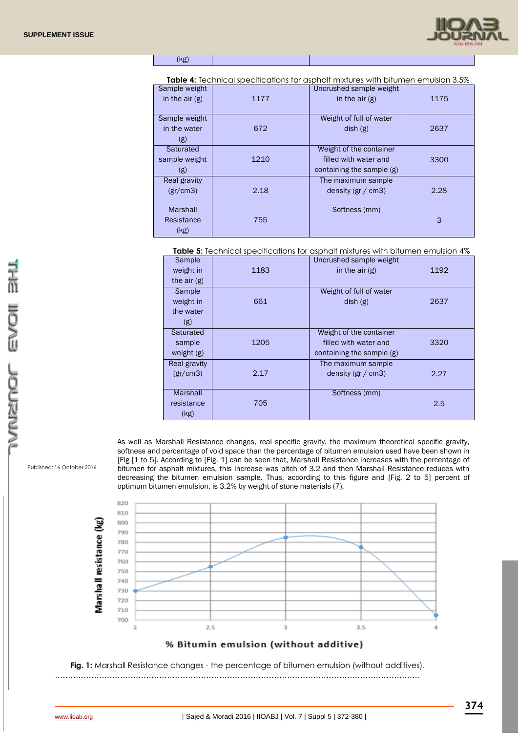| (kg) | | | |
|---|---|---|---|

**Table 4:** Technical specifications for asphalt mixtures with bitumen emulsion 3.5%

| Sample weight in the air (g) | 1177 | Uncrushed sample weight in the air (g) | 1175 |
|---|---|---|---|
| Sample weight in the water (g) | 672 | Weight of full of water dish (g) | 2637 |
| Saturated sample weight (g) | 1210 | Weight of the container filled with water and containing the sample (g) | 3300 |
| Real gravity (gr/cm3) | 2.18 | The maximum sample density (gr / cm3) | 2.28 |
| Marshall Resistance (kg) | 755 | Softness (mm) | 3 |

**Table 5:** Technical specifications for asphalt mixtures with bitumen emulsion 4%

| Sample weight in the air (g) | 1183 | Uncrushed sample weight in the air (g) | 1192 |
|---|---|---|---|
| Sample weight in the water (g) | 661 | Weight of full of water dish (g) | 2637 |
| Saturated sample weight (g) | 1205 | Weight of the container filled with water and containing the sample (g) | 3320 |
| Real gravity (gr/cm3) | 2.17 | The maximum sample density (gr / cm3) | 2.27 |
| Marshall resistance (kg) | 705 | Softness (mm) | 2.5 |

Published: 16 October 2016

As well as Marshall Resistance changes, real specific gravity, the maximum theoretical specific gravity, softness and percentage of void space than the percentage of bitumen emulsion used have been shown in [Fig [1 to 5]. According to [Fig. 1] can be seen that, Marshall Resistance increases with the percentage of bitumen for asphalt mixtures, this increase was pitch of 3.2 and then Marshall Resistance reduces with decreasing the bitumen emulsion sample. Thus, according to this figure and [Fig. 2 to 5] percent of optimum bitumen emulsion, is 3.2% by weight of stone materials (7).

**Fig. 1:** Marshall Resistance changes - the percentage of bitumen emulsion (without additives).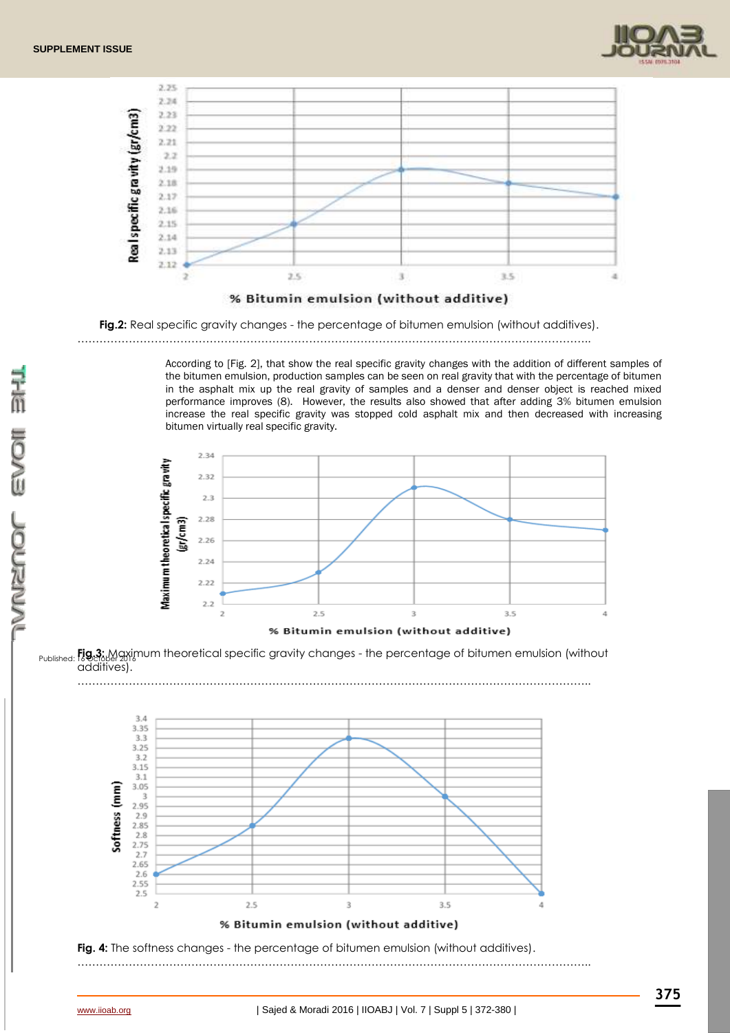**Fig.2:** Real specific gravity changes - the percentage of bitumen emulsion (without additives).

According to [Fig. 2], that show the real specific gravity changes with the addition of different samples of the bitumen emulsion, production samples can be seen on real gravity that with the percentage of bitumen in the asphalt mix up the real gravity of samples and a denser and denser object is reached mixed performance improves (8). However, the results also showed that after adding 3% bitumen emulsion increase the real specific gravity was stopped cold asphalt mix and then decreased with increasing bitumen virtually real specific gravity.

**Fig.3:** Maximum theoretical specific gravity changes - the percentage of bitumen emulsion (without additives).

**Fig. 4:** The softness changes - the percentage of bitumen emulsion (without additives).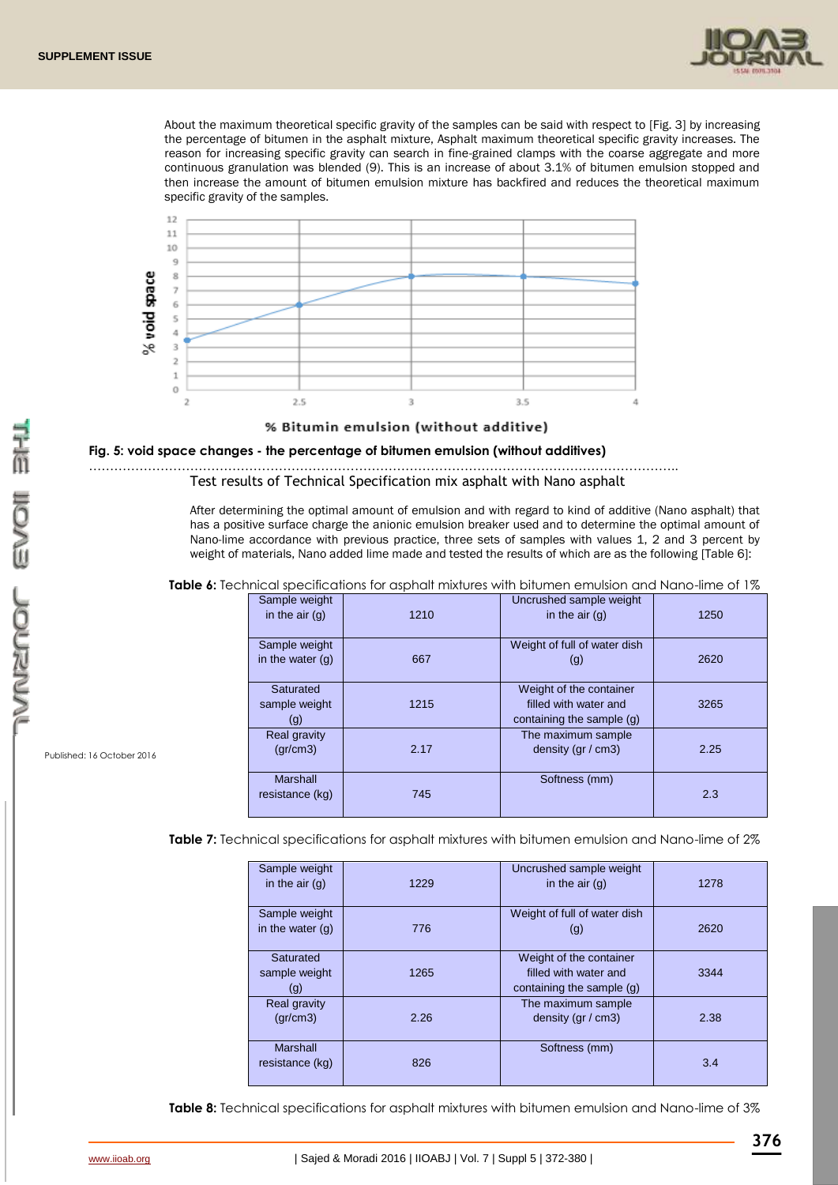About the maximum theoretical specific gravity of the samples can be said with respect to [Fig. 3] by increasing the percentage of bitumen in the asphalt mixture, Asphalt maximum theoretical specific gravity increases. The reason for increasing specific gravity can search in fine-grained clamps with the coarse aggregate and more continuous granulation was blended (9). This is an increase of about 3.1% of bitumen emulsion stopped and then increase the amount of bitumen emulsion mixture has backfired and reduces the theoretical maximum specific gravity of the samples.

**Fig. 5: void space changes - the percentage of bitumen emulsion (without additives)**

## Test results of Technical Specification mix asphalt with Nano asphalt

After determining the optimal amount of emulsion and with regard to kind of additive (Nano asphalt) that has a positive surface charge the anionic emulsion breaker used and to determine the optimal amount of Nano-lime accordance with previous practice, three sets of samples with values 1, 2 and 3 percent by weight of materials, Nano added lime made and tested the results of which are as the following [Table 6]:

**Table 6:** Technical specifications for asphalt mixtures with bitumen emulsion and Nano-lime of 1%

| Sample weight in the air (g) | 1210 | Uncrushed sample weight in the air (g) | 1250 |
|---|---|---|---|
| Sample weight in the water (g) | 667 | Weight of full of water dish (g) | 2620 |
| Saturated sample weight (g) | 1215 | Weight of the container filled with water and containing the sample (g) | 3265 |
| Real gravity (gr/cm3) | 2.17 | The maximum sample density (gr / cm3) | 2.25 |
| Marshall resistance (kg) | 745 | Softness (mm) | 2.3 |

**Table 7:** Technical specifications for asphalt mixtures with bitumen emulsion and Nano-lime of 2%

| Sample weight in the air (g) | 1229 | Uncrushed sample weight in the air (g) | 1278 |
|---|---|---|---|
| Sample weight in the water (g) | 776 | Weight of full of water dish (g) | 2620 |
| Saturated sample weight (g) | 1265 | Weight of the container filled with water and containing the sample (g) | 3344 |
| Real gravity (gr/cm3) | 2.26 | The maximum sample density (gr / cm3) | 2.38 |
| Marshall resistance (kg) | 826 | Softness (mm) | 3.4 |

**Table 8:** Technical specifications for asphalt mixtures with bitumen emulsion and Nano-lime of 3%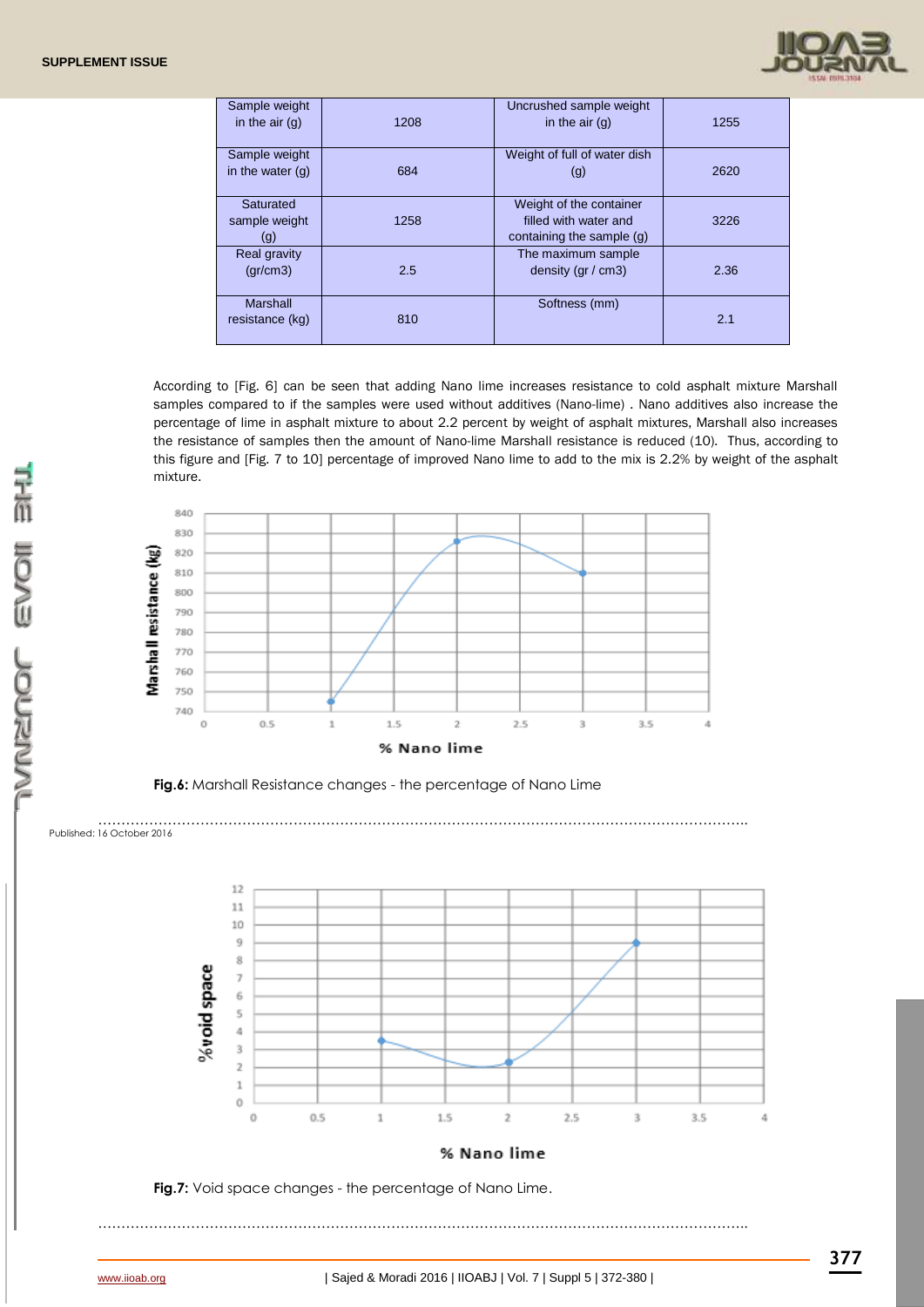| Sample weight in the air (g) | 1208 | Uncrushed sample weight in the air (g) | 1255 |
|---|---|---|---|
| Sample weight in the water (g) | 684 | Weight of full of water dish (g) | 2620 |
| Saturated sample weight (g) | 1258 | Weight of the container filled with water and containing the sample (g) | 3226 |
| Real gravity (gr/cm3) | 2.5 | The maximum sample density (gr / cm3) | 2.36 |
| Marshall resistance (kg) | 810 | Softness (mm) | 2.1 |

According to [Fig. 6] can be seen that adding Nano lime increases resistance to cold asphalt mixture Marshall samples compared to if the samples were used without additives (Nano-lime) . Nano additives also increase the percentage of lime in asphalt mixture to about 2.2 percent by weight of asphalt mixtures, Marshall also increases the resistance of samples then the amount of Nano-lime Marshall resistance is reduced (10). Thus, according to this figure and [Fig. 7 to 10] percentage of improved Nano lime to add to the mix is 2.2% by weight of the asphalt mixture.

**Fig.6:** Marshall Resistance changes - the percentage of Nano Lime

**Fig.7:** Void space changes - the percentage of Nano Lime.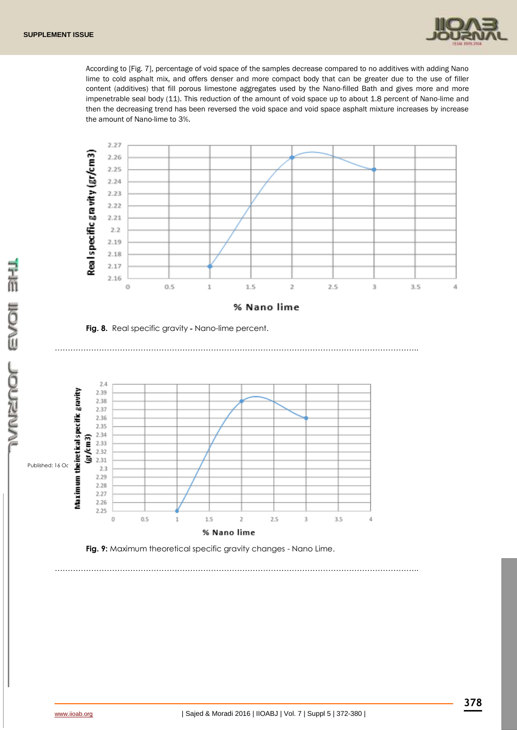According to [Fig. 7], percentage of void space of the samples decrease compared to no additives with adding Nano lime to cold asphalt mix, and offers denser and more compact body that can be greater due to the use of filler content (additives) that fill porous limestone aggregates used by the Nano-filled Bath and gives more and more impenetrable seal body (11). This reduction of the amount of void space up to about 1.8 percent of Nano-lime and then the decreasing trend has been reversed the void space and void space asphalt mixture increases by increase the amount of Nano-lime to 3%.

**Fig. 8.** Real specific gravity - Nano-lime percent.

**Fig. 9:** Maximum theoretical specific gravity changes - Nano Lime.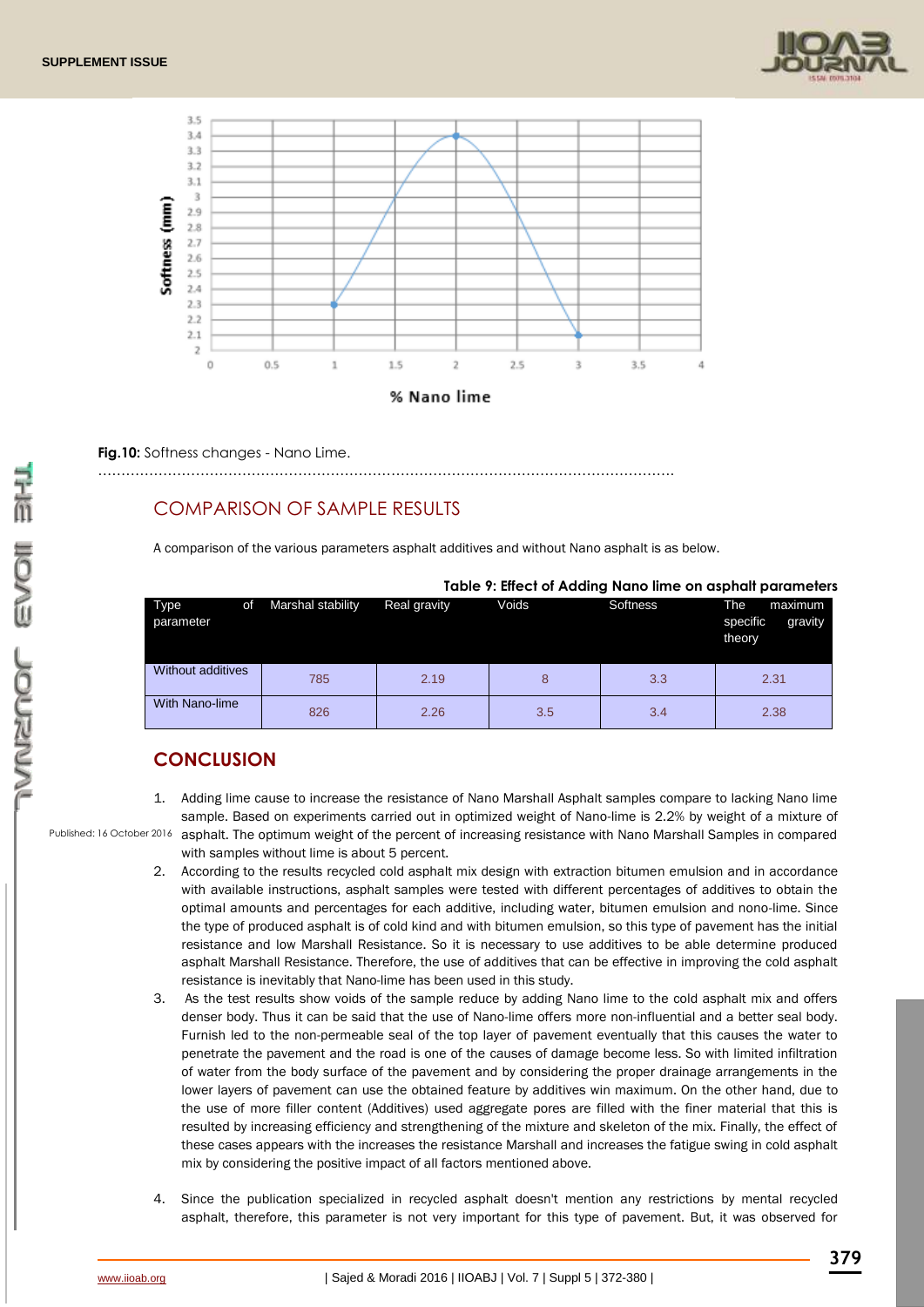**Fig.10:** Softness changes - Nano Lime.

## COMPARISON OF SAMPLE RESULTS

A comparison of the various parameters asphalt additives and without Nano asphalt is as below.

**Table 9: Effect of Adding Nano lime on asphalt parameters**

| Type of parameter | Marshal stability | Real gravity | Voids | Softness | The maximum specific gravity theory |
|---|---|---|---|---|---|
| Without additives | 785 | 2.19 | 8 | 3.3 | 2.31 |
| With Nano-lime | 826 | 2.26 | 3.5 | 3.4 | 2.38 |

## CONCLUSION

1. Adding lime cause to increase the resistance of Nano Marshall Asphalt samples compare to lacking Nano lime sample. Based on experiments carried out in optimized weight of Nano-lime is 2.2% by weight of a mixture of asphalt. The optimum weight of the percent of increasing resistance with Nano Marshall Samples in compared with samples without lime is about 5 percent.
2. According to the results recycled cold asphalt mix design with extraction bitumen emulsion and in accordance with available instructions, asphalt samples were tested with different percentages of additives to obtain the optimal amounts and percentages for each additive, including water, bitumen emulsion and nono-lime. Since the type of produced asphalt is of cold kind and with bitumen emulsion, so this type of pavement has the initial resistance and low Marshall Resistance. So it is necessary to use additives to be able determine produced asphalt Marshall Resistance. Therefore, the use of additives that can be effective in improving the cold asphalt resistance is inevitably that Nano-lime has been used in this study.
3. As the test results show voids of the sample reduce by adding Nano lime to the cold asphalt mix and offers denser body. Thus it can be said that the use of Nano-lime offers more non-influential and a better seal body. Furnish led to the non-permeable seal of the top layer of pavement eventually that this causes the water to penetrate the pavement and the road is one of the causes of damage become less. So with limited infiltration of water from the body surface of the pavement and by considering the proper drainage arrangements in the lower layers of pavement can use the obtained feature by additives win maximum. On the other hand, due to the use of more filler content (Additives) used aggregate pores are filled with the finer material that this is resulted by increasing efficiency and strengthening of the mixture and skeleton of the mix. Finally, the effect of these cases appears with the increases the resistance Marshall and increases the fatigue swing in cold asphalt mix by considering the positive impact of all factors mentioned above.
4. Since the publication specialized in recycled asphalt doesn't mention any restrictions by mental recycled asphalt, therefore, this parameter is not very important for this type of pavement. But, it was observed for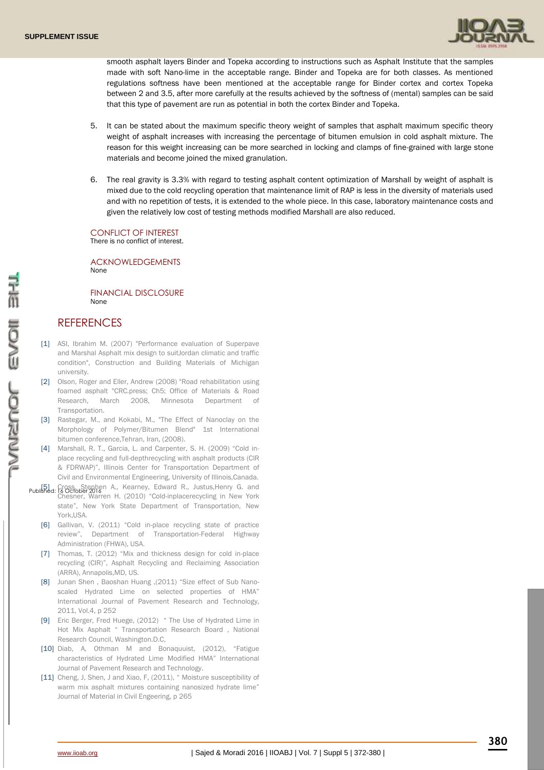smooth asphalt layers Binder and Topeka according to instructions such as Asphalt Institute that the samples made with soft Nano-lime in the acceptable range. Binder and Topeka are for both classes. As mentioned regulations softness have been mentioned at the acceptable range for Binder cortex and cortex Topeka between 2 and 3.5, after more carefully at the results achieved by the softness of (mental) samples can be said that this type of pavement are run as potential in both the cortex Binder and Topeka.

5. It can be stated about the maximum specific theory weight of samples that asphalt maximum specific theory weight of asphalt increases with increasing the percentage of bitumen emulsion in cold asphalt mixture. The reason for this weight increasing can be more searched in locking and clamps of fine-grained with large stone materials and become joined the mixed granulation.

6. The real gravity is 3.3% with regard to testing asphalt content optimization of Marshall by weight of asphalt is mixed due to the cold recycling operation that maintenance limit of RAP is less in the diversity of materials used and with no repetition of tests, it is extended to the whole piece. In this case, laboratory maintenance costs and given the relatively low cost of testing methods modified Marshall are also reduced.

## CONFLICT OF INTEREST

There is no conflict of interest.

## ACKNOWLEDGEMENTS

None

## FINANCIAL DISCLOSURE

None

## REFERENCES

[1] ASI, Ibrahim M. (2007) "Performance evaluation of Superpave and Marshal Asphalt mix design to suitJordan climatic and traffic condition", Construction and Building Materials of Michigan university.

[2] Olson, Roger and Eller, Andrew (2008) "Road rehabilitation using foamed asphalt "CRC.press; Ch5; Office of Materials & Road Research, March 2008, Minnesota Department of Transportation.

[3] Rastegar, M., and Kokabi, M., "The Effect of Nanoclay on the Morphology of Polymer/Bitumen Blend" 1st International bitumen conference,Tehran, Iran, (2008).

[4] Marshall, R. T., Garcia, L. and Carpenter, S. H. (2009) "Cold in-place recycling and full-depthrecycling with asphalt products (CIR & FDRWAP)", Illinois Center for Transportation Department of Civil and Environmental Engineering, University of Illinois,Canada.

[5] Cross, Stephen A., Kearney, Edward R., Justus,Henry G. and Chesner, Warren H. (2010) "Cold-inplacerecycling in New York state", New York State Department of Transportation, New York,USA.

[6] Gallivan, V. (2011) "Cold in-place recycling state of practice review", Department of Transportation-Federal Highway Administration (FHWA), USA.

[7] Thomas, T. (2012) "Mix and thickness design for cold in-place recycling (CIR)", Asphalt Recycling and Reclaiming Association (ARRA), Annapolis,MD, US.

[8] Junan Shen , Baoshan Huang ,(2011) "Size effect of Sub Nano-scaled Hydrated Lime on selected properties of HMA" International Journal of Pavement Research and Technology, 2011, Vol.4, p 252

[9] Eric Berger, Fred Huege, (2012) " The Use of Hydrated Lime in Hot Mix Asphalt " Transportation Research Board , National Research Council, Washington.D.C,

[10] Diab, A, Othman M and Bonaquuist, (2012), "Fatigue characteristics of Hydrated Lime Modified HMA" International Journal of Pavement Research and Technology.

[11] Cheng, J, Shen, J and Xiao, F, (2011), " Moisture susceptibility of warm mix asphalt mixtures containing nanosized hydrate lime" Journal of Material in Civil Engeering, p 265